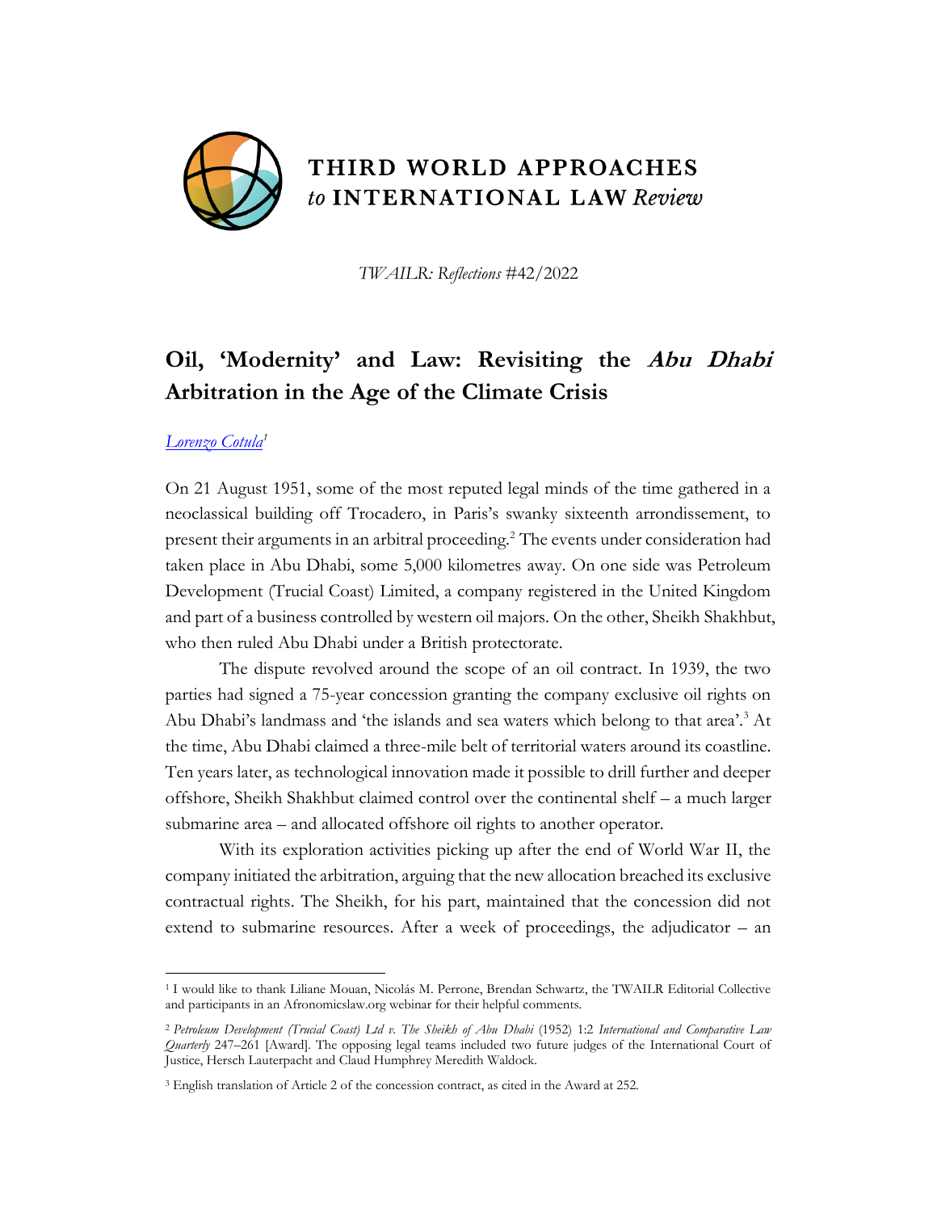THIRD WORLD APPROACHES
*to* INTERNATIONAL LAW *Review*

*TWAILR: Reflections* #42/2022

# Oil, 'Modernity' and Law: Revisiting the *Abu Dhabi* Arbitration in the Age of the Climate Crisis

*Lorenzo Cotula*[1]

On 21 August 1951, some of the most reputed legal minds of the time gathered in a neoclassical building off Trocadero, in Paris's swanky sixteenth arrondissement, to present their arguments in an arbitral proceeding.[2] The events under consideration had taken place in Abu Dhabi, some 5,000 kilometres away. On one side was Petroleum Development (Trucial Coast) Limited, a company registered in the United Kingdom and part of a business controlled by western oil majors. On the other, Sheikh Shakhbut, who then ruled Abu Dhabi under a British protectorate.

The dispute revolved around the scope of an oil contract. In 1939, the two parties had signed a 75-year concession granting the company exclusive oil rights on Abu Dhabi's landmass and 'the islands and sea waters which belong to that area'.[3] At the time, Abu Dhabi claimed a three-mile belt of territorial waters around its coastline. Ten years later, as technological innovation made it possible to drill further and deeper offshore, Sheikh Shakhbut claimed control over the continental shelf – a much larger submarine area – and allocated offshore oil rights to another operator.

With its exploration activities picking up after the end of World War II, the company initiated the arbitration, arguing that the new allocation breached its exclusive contractual rights. The Sheikh, for his part, maintained that the concession did not extend to submarine resources. After a week of proceedings, the adjudicator – an

---

[1] I would like to thank Liliane Mouan, Nicolás M. Perrone, Brendan Schwartz, the TWAILR Editorial Collective and participants in an Afronomicslaw.org webinar for their helpful comments.

[2] *Petroleum Development (Trucial Coast) Ltd v. The Sheikh of Abu Dhabi* (1952) 1:2 *International and Comparative Law Quarterly* 247–261 [Award]. The opposing legal teams included two future judges of the International Court of Justice, Hersch Lauterpacht and Claud Humphrey Meredith Waldock.

[3] English translation of Article 2 of the concession contract, as cited in the Award at 252.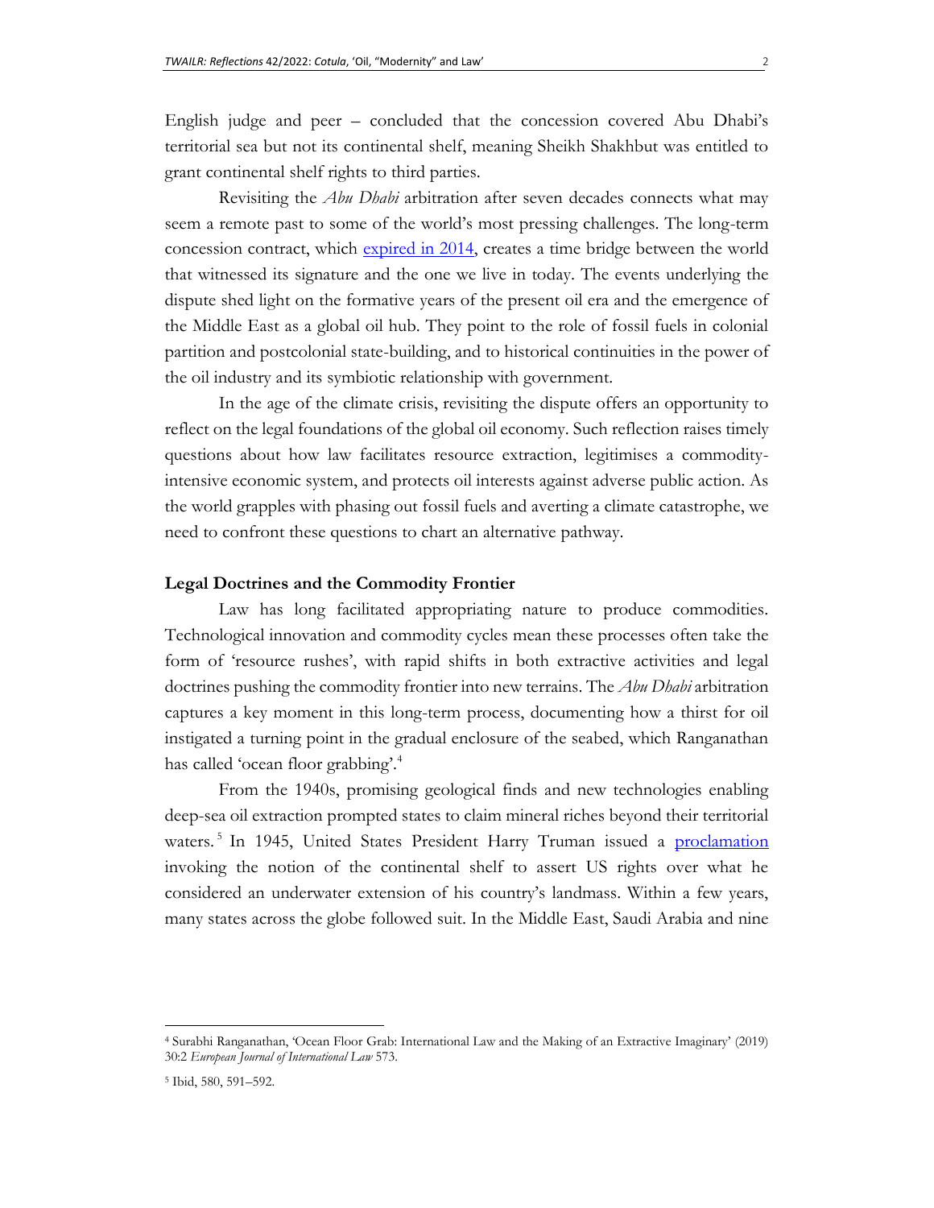English judge and peer – concluded that the concession covered Abu Dhabi's territorial sea but not its continental shelf, meaning Sheikh Shakhbut was entitled to grant continental shelf rights to third parties.

Revisiting the *Abu Dhabi* arbitration after seven decades connects what may seem a remote past to some of the world's most pressing challenges. The long-term concession contract, which [expired in 2014](), creates a time bridge between the world that witnessed its signature and the one we live in today. The events underlying the dispute shed light on the formative years of the present oil era and the emergence of the Middle East as a global oil hub. They point to the role of fossil fuels in colonial partition and postcolonial state-building, and to historical continuities in the power of the oil industry and its symbiotic relationship with government.

In the age of the climate crisis, revisiting the dispute offers an opportunity to reflect on the legal foundations of the global oil economy. Such reflection raises timely questions about how law facilitates resource extraction, legitimises a commodity-intensive economic system, and protects oil interests against adverse public action. As the world grapples with phasing out fossil fuels and averting a climate catastrophe, we need to confront these questions to chart an alternative pathway.

## Legal Doctrines and the Commodity Frontier

Law has long facilitated appropriating nature to produce commodities. Technological innovation and commodity cycles mean these processes often take the form of 'resource rushes', with rapid shifts in both extractive activities and legal doctrines pushing the commodity frontier into new terrains. The *Abu Dhabi* arbitration captures a key moment in this long-term process, documenting how a thirst for oil instigated a turning point in the gradual enclosure of the seabed, which Ranganathan has called 'ocean floor grabbing'.[4]

From the 1940s, promising geological finds and new technologies enabling deep-sea oil extraction prompted states to claim mineral riches beyond their territorial waters.[5] In 1945, United States President Harry Truman issued a [proclamation]() invoking the notion of the continental shelf to assert US rights over what he considered an underwater extension of his country's landmass. Within a few years, many states across the globe followed suit. In the Middle East, Saudi Arabia and nine

---

[4] Surabhi Ranganathan, 'Ocean Floor Grab: International Law and the Making of an Extractive Imaginary' (2019) 30:2 *European Journal of International Law* 573.

[5] Ibid, 580, 591–592.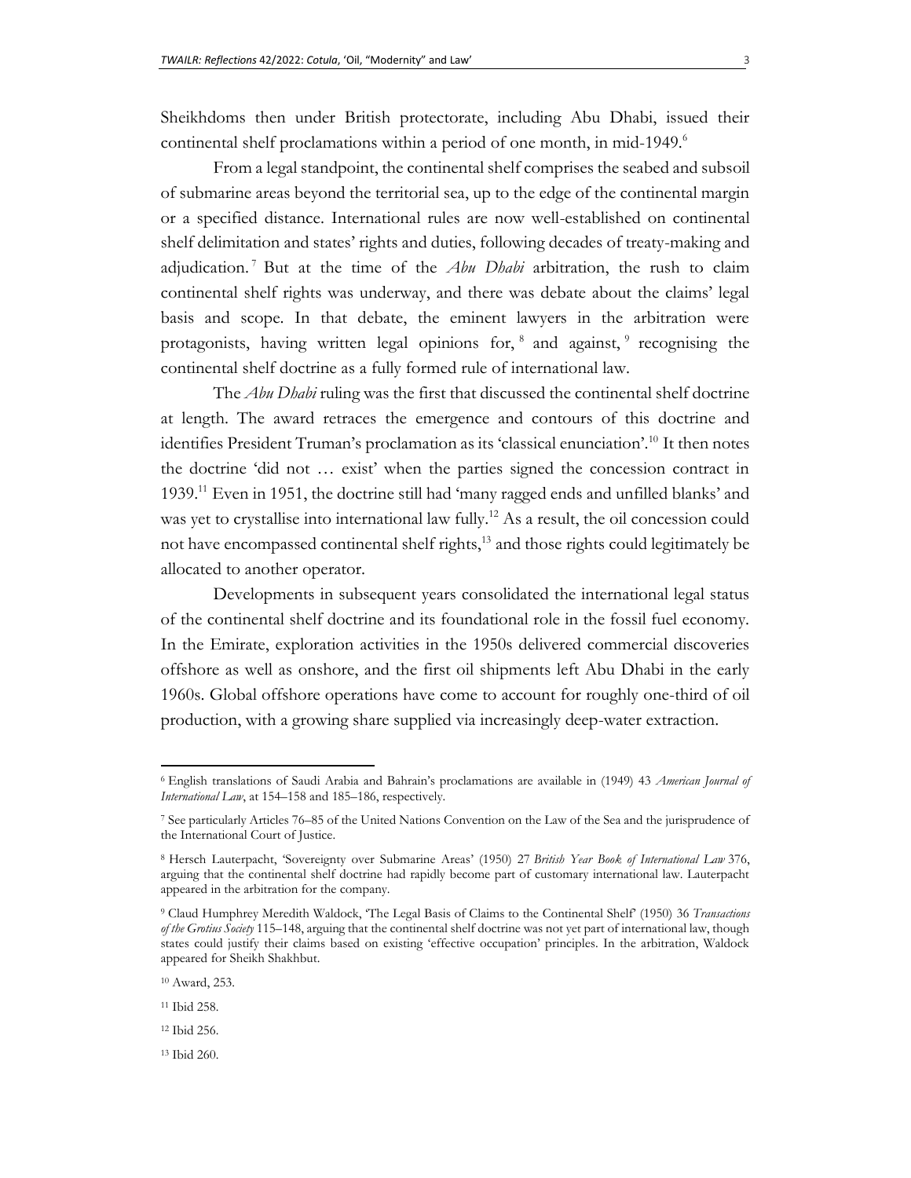Sheikhdoms then under British protectorate, including Abu Dhabi, issued their continental shelf proclamations within a period of one month, in mid-1949.[6]

From a legal standpoint, the continental shelf comprises the seabed and subsoil of submarine areas beyond the territorial sea, up to the edge of the continental margin or a specified distance. International rules are now well-established on continental shelf delimitation and states' rights and duties, following decades of treaty-making and adjudication.[7] But at the time of the *Abu Dhabi* arbitration, the rush to claim continental shelf rights was underway, and there was debate about the claims' legal basis and scope. In that debate, the eminent lawyers in the arbitration were protagonists, having written legal opinions for,[8] and against,[9] recognising the continental shelf doctrine as a fully formed rule of international law.

The *Abu Dhabi* ruling was the first that discussed the continental shelf doctrine at length. The award retraces the emergence and contours of this doctrine and identifies President Truman's proclamation as its 'classical enunciation'.[10] It then notes the doctrine 'did not … exist' when the parties signed the concession contract in 1939.[11] Even in 1951, the doctrine still had 'many ragged ends and unfilled blanks' and was yet to crystallise into international law fully.[12] As a result, the oil concession could not have encompassed continental shelf rights,[13] and those rights could legitimately be allocated to another operator.

Developments in subsequent years consolidated the international legal status of the continental shelf doctrine and its foundational role in the fossil fuel economy. In the Emirate, exploration activities in the 1950s delivered commercial discoveries offshore as well as onshore, and the first oil shipments left Abu Dhabi in the early 1960s. Global offshore operations have come to account for roughly one-third of oil production, with a growing share supplied via increasingly deep-water extraction.

---

[6] English translations of Saudi Arabia and Bahrain's proclamations are available in (1949) 43 *American Journal of International Law*, at 154–158 and 185–186, respectively.

[7] See particularly Articles 76–85 of the United Nations Convention on the Law of the Sea and the jurisprudence of the International Court of Justice.

[8] Hersch Lauterpacht, 'Sovereignty over Submarine Areas' (1950) 27 *British Year Book of International Law* 376, arguing that the continental shelf doctrine had rapidly become part of customary international law. Lauterpacht appeared in the arbitration for the company.

[9] Claud Humphrey Meredith Waldock, 'The Legal Basis of Claims to the Continental Shelf' (1950) 36 *Transactions of the Grotius Society* 115–148, arguing that the continental shelf doctrine was not yet part of international law, though states could justify their claims based on existing 'effective occupation' principles. In the arbitration, Waldock appeared for Sheikh Shakhbut.

[10] Award, 253.

[11] Ibid 258.

[12] Ibid 256.

[13] Ibid 260.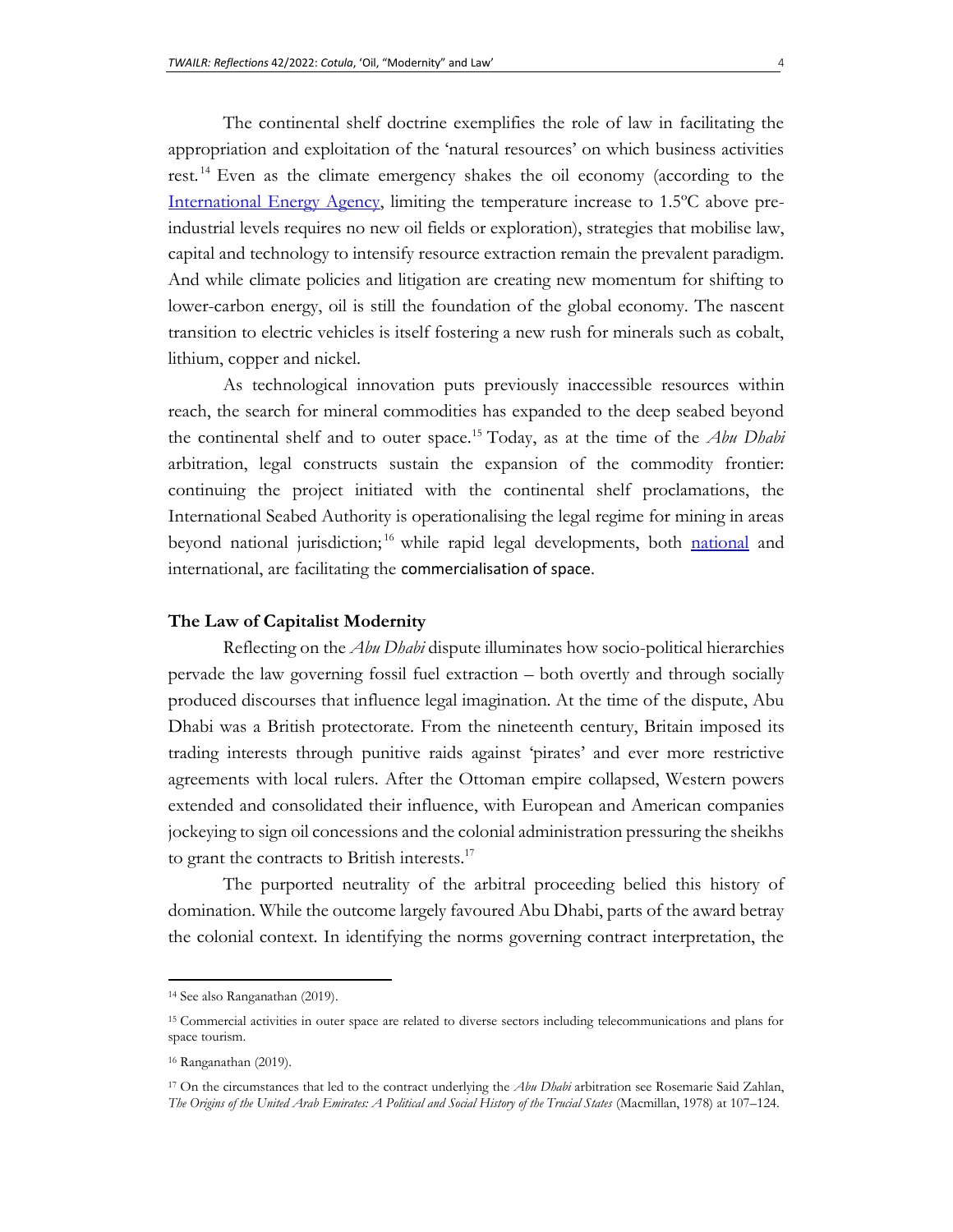The continental shelf doctrine exemplifies the role of law in facilitating the appropriation and exploitation of the 'natural resources' on which business activities rest.[14] Even as the climate emergency shakes the oil economy (according to the International Energy Agency, limiting the temperature increase to 1.5ºC above pre-industrial levels requires no new oil fields or exploration), strategies that mobilise law, capital and technology to intensify resource extraction remain the prevalent paradigm. And while climate policies and litigation are creating new momentum for shifting to lower-carbon energy, oil is still the foundation of the global economy. The nascent transition to electric vehicles is itself fostering a new rush for minerals such as cobalt, lithium, copper and nickel.

As technological innovation puts previously inaccessible resources within reach, the search for mineral commodities has expanded to the deep seabed beyond the continental shelf and to outer space.[15] Today, as at the time of the *Abu Dhabi* arbitration, legal constructs sustain the expansion of the commodity frontier: continuing the project initiated with the continental shelf proclamations, the International Seabed Authority is operationalising the legal regime for mining in areas beyond national jurisdiction;[16] while rapid legal developments, both national and international, are facilitating the commercialisation of space.

## The Law of Capitalist Modernity

Reflecting on the *Abu Dhabi* dispute illuminates how socio-political hierarchies pervade the law governing fossil fuel extraction – both overtly and through socially produced discourses that influence legal imagination. At the time of the dispute, Abu Dhabi was a British protectorate. From the nineteenth century, Britain imposed its trading interests through punitive raids against 'pirates' and ever more restrictive agreements with local rulers. After the Ottoman empire collapsed, Western powers extended and consolidated their influence, with European and American companies jockeying to sign oil concessions and the colonial administration pressuring the sheikhs to grant the contracts to British interests.[17]

The purported neutrality of the arbitral proceeding belied this history of domination. While the outcome largely favoured Abu Dhabi, parts of the award betray the colonial context. In identifying the norms governing contract interpretation, the

---

[14] See also Ranganathan (2019).

[15] Commercial activities in outer space are related to diverse sectors including telecommunications and plans for space tourism.

[16] Ranganathan (2019).

[17] On the circumstances that led to the contract underlying the *Abu Dhabi* arbitration see Rosemarie Said Zahlan, *The Origins of the United Arab Emirates: A Political and Social History of the Trucial States* (Macmillan, 1978) at 107–124.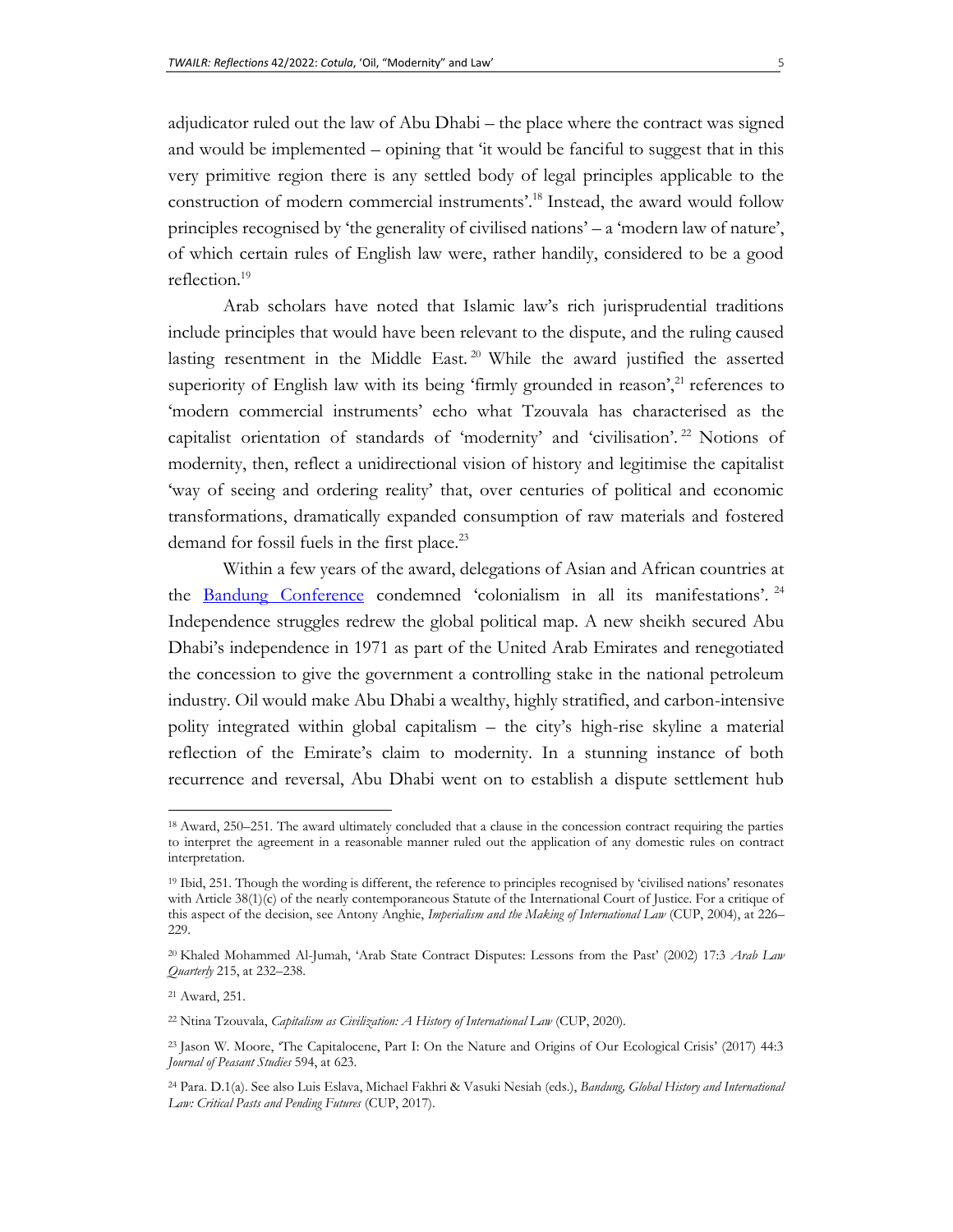adjudicator ruled out the law of Abu Dhabi – the place where the contract was signed and would be implemented – opining that 'it would be fanciful to suggest that in this very primitive region there is any settled body of legal principles applicable to the construction of modern commercial instruments'.[18] Instead, the award would follow principles recognised by 'the generality of civilised nations' – a 'modern law of nature', of which certain rules of English law were, rather handily, considered to be a good reflection.[19]

Arab scholars have noted that Islamic law's rich jurisprudential traditions include principles that would have been relevant to the dispute, and the ruling caused lasting resentment in the Middle East.[20] While the award justified the asserted superiority of English law with its being 'firmly grounded in reason',[21] references to 'modern commercial instruments' echo what Tzouvala has characterised as the capitalist orientation of standards of 'modernity' and 'civilisation'.[22] Notions of modernity, then, reflect a unidirectional vision of history and legitimise the capitalist 'way of seeing and ordering reality' that, over centuries of political and economic transformations, dramatically expanded consumption of raw materials and fostered demand for fossil fuels in the first place.[23]

Within a few years of the award, delegations of Asian and African countries at the [Bandung Conference] condemned 'colonialism in all its manifestations'.[24] Independence struggles redrew the global political map. A new sheikh secured Abu Dhabi's independence in 1971 as part of the United Arab Emirates and renegotiated the concession to give the government a controlling stake in the national petroleum industry. Oil would make Abu Dhabi a wealthy, highly stratified, and carbon-intensive polity integrated within global capitalism – the city's high-rise skyline a material reflection of the Emirate's claim to modernity. In a stunning instance of both recurrence and reversal, Abu Dhabi went on to establish a dispute settlement hub

---

[18] Award, 250–251. The award ultimately concluded that a clause in the concession contract requiring the parties to interpret the agreement in a reasonable manner ruled out the application of any domestic rules on contract interpretation.

[19] Ibid, 251. Though the wording is different, the reference to principles recognised by 'civilised nations' resonates with Article 38(1)(c) of the nearly contemporaneous Statute of the International Court of Justice. For a critique of this aspect of the decision, see Antony Anghie, *Imperialism and the Making of International Law* (CUP, 2004), at 226–229.

[20] Khaled Mohammed Al-Jumah, 'Arab State Contract Disputes: Lessons from the Past' (2002) 17:3 *Arab Law Quarterly* 215, at 232–238.

[21] Award, 251.

[22] Ntina Tzouvala, *Capitalism as Civilization: A History of International Law* (CUP, 2020).

[23] Jason W. Moore, 'The Capitalocene, Part I: On the Nature and Origins of Our Ecological Crisis' (2017) 44:3 *Journal of Peasant Studies* 594, at 623.

[24] Para. D.1(a). See also Luis Eslava, Michael Fakhri & Vasuki Nesiah (eds.), *Bandung, Global History and International Law: Critical Pasts and Pending Futures* (CUP, 2017).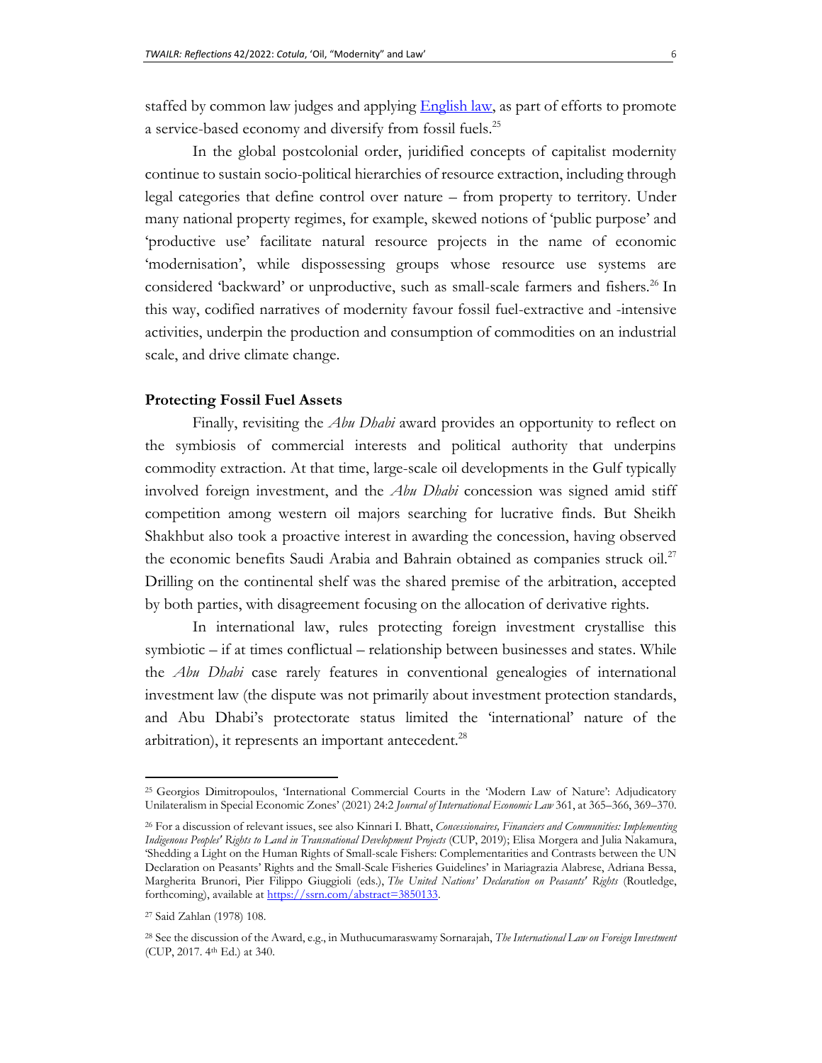staffed by common law judges and applying [English law](), as part of efforts to promote a service-based economy and diversify from fossil fuels.[25]

In the global postcolonial order, juridified concepts of capitalist modernity continue to sustain socio-political hierarchies of resource extraction, including through legal categories that define control over nature – from property to territory. Under many national property regimes, for example, skewed notions of 'public purpose' and 'productive use' facilitate natural resource projects in the name of economic 'modernisation', while dispossessing groups whose resource use systems are considered 'backward' or unproductive, such as small-scale farmers and fishers.[26] In this way, codified narratives of modernity favour fossil fuel-extractive and -intensive activities, underpin the production and consumption of commodities on an industrial scale, and drive climate change.

**Protecting Fossil Fuel Assets**

Finally, revisiting the *Abu Dhabi* award provides an opportunity to reflect on the symbiosis of commercial interests and political authority that underpins commodity extraction. At that time, large-scale oil developments in the Gulf typically involved foreign investment, and the *Abu Dhabi* concession was signed amid stiff competition among western oil majors searching for lucrative finds. But Sheikh Shakhbut also took a proactive interest in awarding the concession, having observed the economic benefits Saudi Arabia and Bahrain obtained as companies struck oil.[27] Drilling on the continental shelf was the shared premise of the arbitration, accepted by both parties, with disagreement focusing on the allocation of derivative rights.

In international law, rules protecting foreign investment crystallise this symbiotic – if at times conflictual – relationship between businesses and states. While the *Abu Dhabi* case rarely features in conventional genealogies of international investment law (the dispute was not primarily about investment protection standards, and Abu Dhabi's protectorate status limited the 'international' nature of the arbitration), it represents an important antecedent.[28]

---

[25] Georgios Dimitropoulos, 'International Commercial Courts in the 'Modern Law of Nature': Adjudicatory Unilateralism in Special Economic Zones' (2021) 24:2 *Journal of International Economic Law* 361, at 365–366, 369–370.

[26] For a discussion of relevant issues, see also Kinnari I. Bhatt, *Concessionaires, Financiers and Communities: Implementing Indigenous Peoples' Rights to Land in Transnational Development Projects* (CUP, 2019); Elisa Morgera and Julia Nakamura, 'Shedding a Light on the Human Rights of Small-scale Fishers: Complementarities and Contrasts between the UN Declaration on Peasants' Rights and the Small-Scale Fisheries Guidelines' in Mariagrazia Alabrese, Adriana Bessa, Margherita Brunori, Pier Filippo Giuggioli (eds.), *The United Nations' Declaration on Peasants' Rights* (Routledge, forthcoming), available at https://ssrn.com/abstract=3850133.

[27] Said Zahlan (1978) 108.

[28] See the discussion of the Award, e.g., in Muthucumaraswamy Sornarajah, *The International Law on Foreign Investment* (CUP, 2017. 4th Ed.) at 340.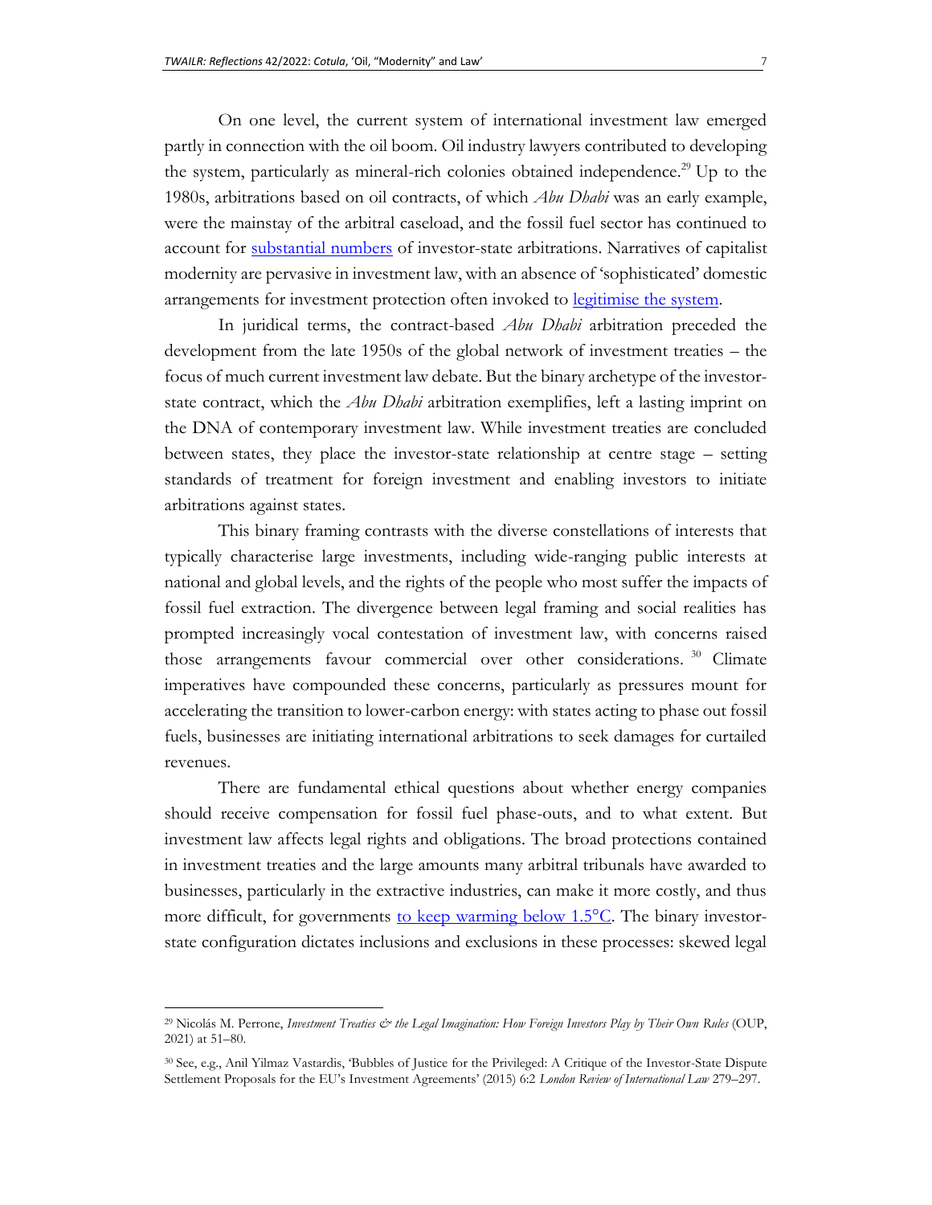On one level, the current system of international investment law emerged partly in connection with the oil boom. Oil industry lawyers contributed to developing the system, particularly as mineral-rich colonies obtained independence.[29] Up to the 1980s, arbitrations based on oil contracts, of which *Abu Dhabi* was an early example, were the mainstay of the arbitral caseload, and the fossil fuel sector has continued to account for substantial numbers of investor-state arbitrations. Narratives of capitalist modernity are pervasive in investment law, with an absence of 'sophisticated' domestic arrangements for investment protection often invoked to legitimise the system.

In juridical terms, the contract-based *Abu Dhabi* arbitration preceded the development from the late 1950s of the global network of investment treaties – the focus of much current investment law debate. But the binary archetype of the investor-state contract, which the *Abu Dhabi* arbitration exemplifies, left a lasting imprint on the DNA of contemporary investment law. While investment treaties are concluded between states, they place the investor-state relationship at centre stage – setting standards of treatment for foreign investment and enabling investors to initiate arbitrations against states.

This binary framing contrasts with the diverse constellations of interests that typically characterise large investments, including wide-ranging public interests at national and global levels, and the rights of the people who most suffer the impacts of fossil fuel extraction. The divergence between legal framing and social realities has prompted increasingly vocal contestation of investment law, with concerns raised those arrangements favour commercial over other considerations.[30] Climate imperatives have compounded these concerns, particularly as pressures mount for accelerating the transition to lower-carbon energy: with states acting to phase out fossil fuels, businesses are initiating international arbitrations to seek damages for curtailed revenues.

There are fundamental ethical questions about whether energy companies should receive compensation for fossil fuel phase-outs, and to what extent. But investment law affects legal rights and obligations. The broad protections contained in investment treaties and the large amounts many arbitral tribunals have awarded to businesses, particularly in the extractive industries, can make it more costly, and thus more difficult, for governments to keep warming below 1.5°C. The binary investor-state configuration dictates inclusions and exclusions in these processes: skewed legal

---

[29] Nicolás M. Perrone, *Investment Treaties & the Legal Imagination: How Foreign Investors Play by Their Own Rules* (OUP, 2021) at 51–80.

[30] See, e.g., Anil Yilmaz Vastardis, 'Bubbles of Justice for the Privileged: A Critique of the Investor-State Dispute Settlement Proposals for the EU's Investment Agreements' (2015) 6:2 *London Review of International Law* 279–297.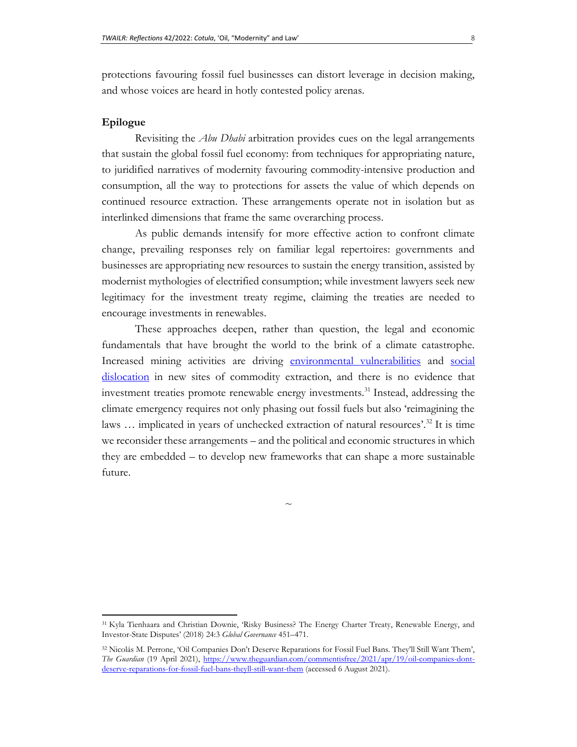protections favouring fossil fuel businesses can distort leverage in decision making, and whose voices are heard in hotly contested policy arenas.

## Epilogue

Revisiting the *Abu Dhabi* arbitration provides cues on the legal arrangements that sustain the global fossil fuel economy: from techniques for appropriating nature, to juridified narratives of modernity favouring commodity-intensive production and consumption, all the way to protections for assets the value of which depends on continued resource extraction. These arrangements operate not in isolation but as interlinked dimensions that frame the same overarching process.

As public demands intensify for more effective action to confront climate change, prevailing responses rely on familiar legal repertoires: governments and businesses are appropriating new resources to sustain the energy transition, assisted by modernist mythologies of electrified consumption; while investment lawyers seek new legitimacy for the investment treaty regime, claiming the treaties are needed to encourage investments in renewables.

These approaches deepen, rather than question, the legal and economic fundamentals that have brought the world to the brink of a climate catastrophe. Increased mining activities are driving environmental vulnerabilities and social dislocation in new sites of commodity extraction, and there is no evidence that investment treaties promote renewable energy investments.[31] Instead, addressing the climate emergency requires not only phasing out fossil fuels but also 'reimagining the laws … implicated in years of unchecked extraction of natural resources'.[32] It is time we reconsider these arrangements – and the political and economic structures in which they are embedded – to develop new frameworks that can shape a more sustainable future.

~

[31] Kyla Tienhaara and Christian Downie, 'Risky Business? The Energy Charter Treaty, Renewable Energy, and Investor-State Disputes' (2018) 24:3 *Global Governance* 451–471.

[32] Nicolás M. Perrone, 'Oil Companies Don't Deserve Reparations for Fossil Fuel Bans. They'll Still Want Them', *The Guardian* (19 April 2021), https://www.theguardian.com/commentisfree/2021/apr/19/oil-companies-dont-deserve-reparations-for-fossil-fuel-bans-theyll-still-want-them (accessed 6 August 2021).